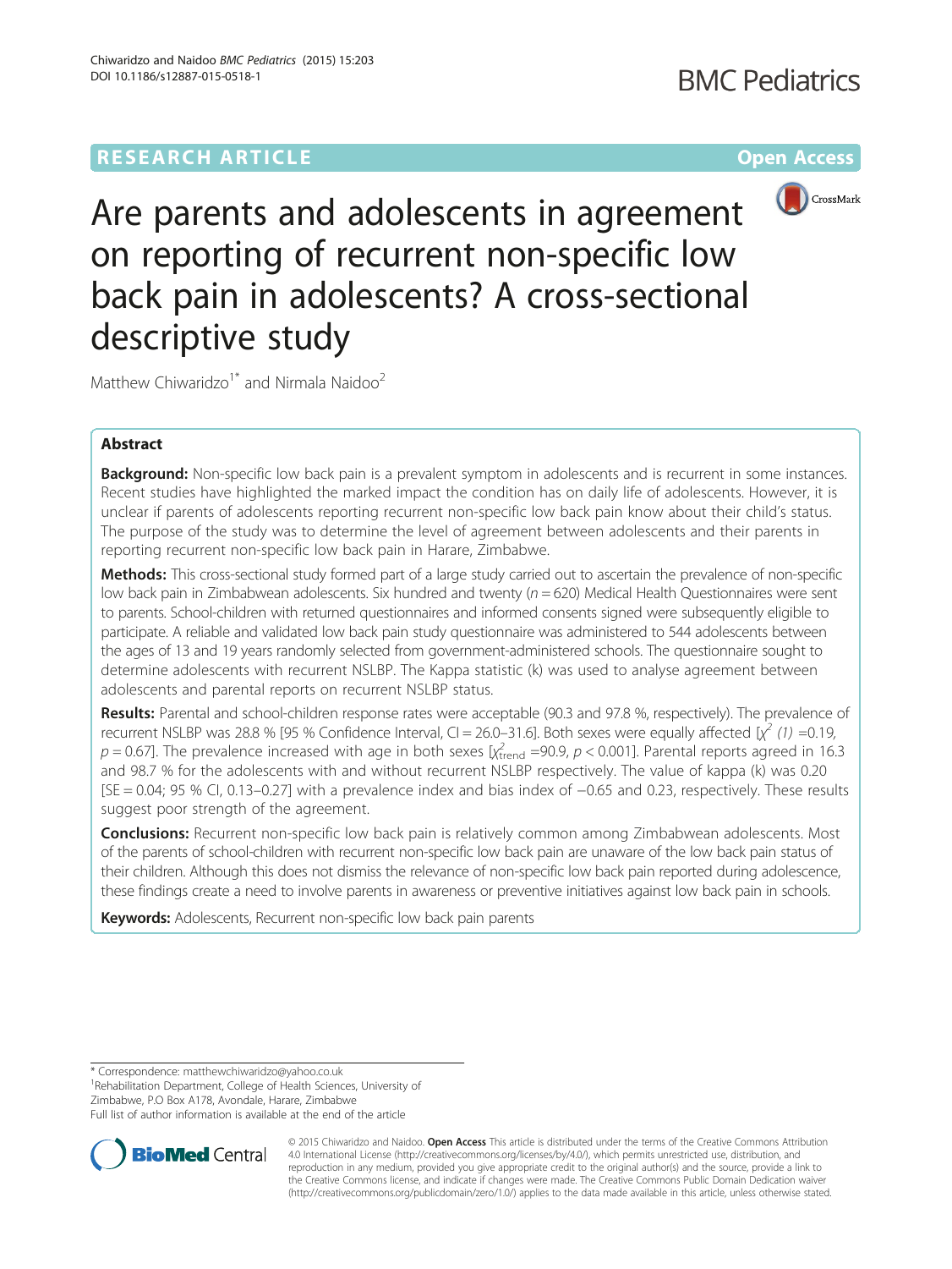RESEARCH ARTICLE

Open Access

# Are parents and adolescents in agreement on reporting of recurrent non-specific low back pain in adolescents? A cross-sectional descriptive study

Matthew Chiwaridzo[1*] and Nirmala Naidoo[2]

## Abstract

**Background:** Non-specific low back pain is a prevalent symptom in adolescents and is recurrent in some instances. Recent studies have highlighted the marked impact the condition has on daily life of adolescents. However, it is unclear if parents of adolescents reporting recurrent non-specific low back pain know about their child's status. The purpose of the study was to determine the level of agreement between adolescents and their parents in reporting recurrent non-specific low back pain in Harare, Zimbabwe.

**Methods:** This cross-sectional study formed part of a large study carried out to ascertain the prevalence of non-specific low back pain in Zimbabwean adolescents. Six hundred and twenty ($n = 620$) Medical Health Questionnaires were sent to parents. School-children with returned questionnaires and informed consents signed were subsequently eligible to participate. A reliable and validated low back pain study questionnaire was administered to 544 adolescents between the ages of 13 and 19 years randomly selected from government-administered schools. The questionnaire sought to determine adolescents with recurrent NSLBP. The Kappa statistic (k) was used to analyse agreement between adolescents and parental reports on recurrent NSLBP status.

**Results:** Parental and school-children response rates were acceptable (90.3 and 97.8 %, respectively). The prevalence of recurrent NSLBP was 28.8 % [95 % Confidence Interval, CI = 26.0–31.6]. Both sexes were equally affected [$\chi^2$ *(1)* =0.19, $p = 0.67$]. The prevalence increased with age in both sexes [$\chi^2_{\text{trend}}$ =90.9, $p < 0.001$]. Parental reports agreed in 16.3 and 98.7 % for the adolescents with and without recurrent NSLBP respectively. The value of kappa (k) was 0.20 [SE = 0.04; 95 % CI, 0.13–0.27] with a prevalence index and bias index of −0.65 and 0.23, respectively. These results suggest poor strength of the agreement.

**Conclusions:** Recurrent non-specific low back pain is relatively common among Zimbabwean adolescents. Most of the parents of school-children with recurrent non-specific low back pain are unaware of the low back pain status of their children. Although this does not dismiss the relevance of non-specific low back pain reported during adolescence, these findings create a need to involve parents in awareness or preventive initiatives against low back pain in schools.

**Keywords:** Adolescents, Recurrent non-specific low back pain parents

---

\* Correspondence: matthewchiwaridzo@yahoo.co.uk
[1]Rehabilitation Department, College of Health Sciences, University of Zimbabwe, P.O Box A178, Avondale, Harare, Zimbabwe
Full list of author information is available at the end of the article

© 2015 Chiwaridzo and Naidoo. **Open Access** This article is distributed under the terms of the Creative Commons Attribution 4.0 International License (http://creativecommons.org/licenses/by/4.0/), which permits unrestricted use, distribution, and reproduction in any medium, provided you give appropriate credit to the original author(s) and the source, provide a link to the Creative Commons license, and indicate if changes were made. The Creative Commons Public Domain Dedication waiver (http://creativecommons.org/publicdomain/zero/1.0/) applies to the data made available in this article, unless otherwise stated.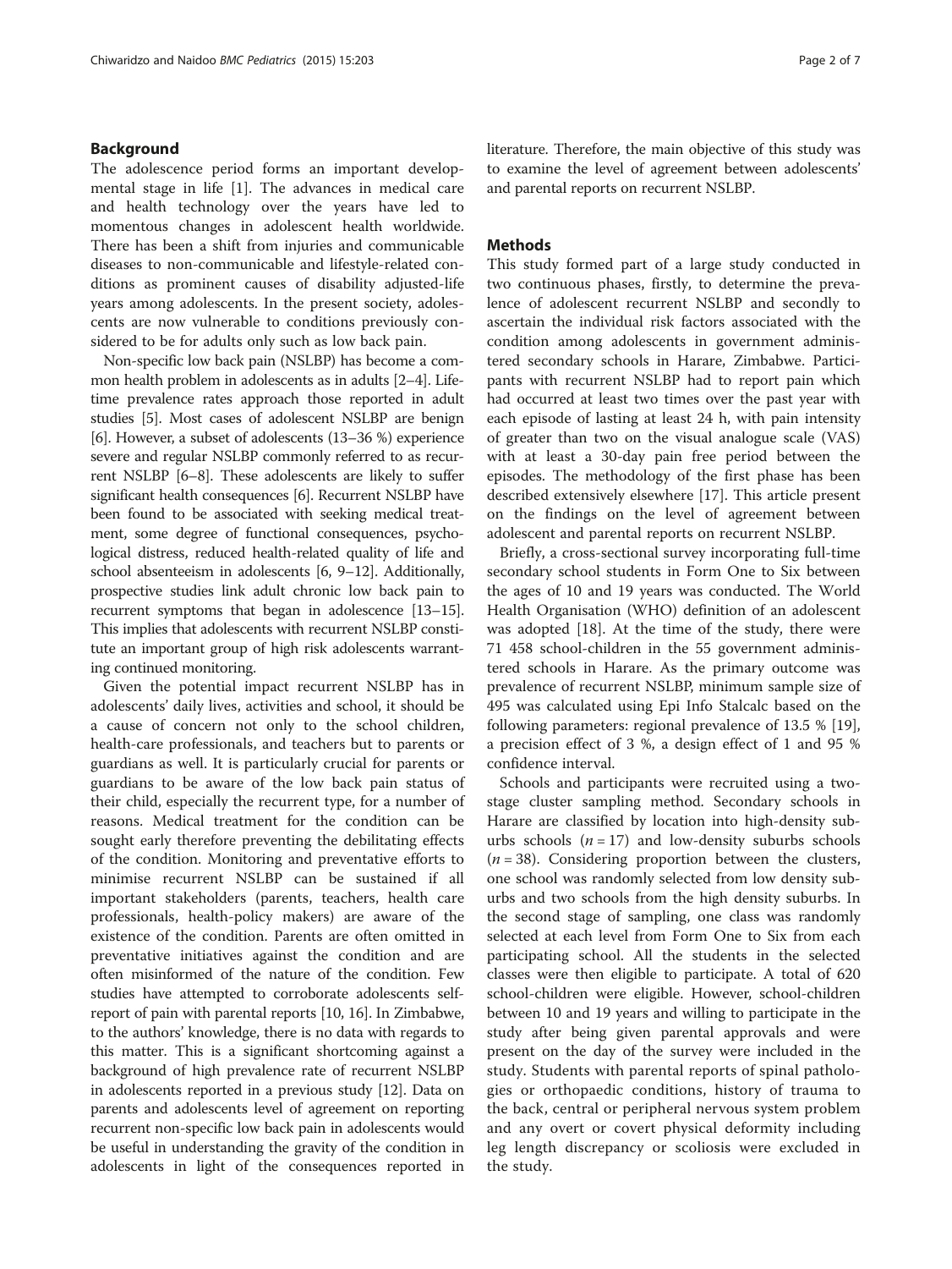## Background

The adolescence period forms an important developmental stage in life [1]. The advances in medical care and health technology over the years have led to momentous changes in adolescent health worldwide. There has been a shift from injuries and communicable diseases to non-communicable and lifestyle-related conditions as prominent causes of disability adjusted-life years among adolescents. In the present society, adolescents are now vulnerable to conditions previously considered to be for adults only such as low back pain.

Non-specific low back pain (NSLBP) has become a common health problem in adolescents as in adults [2–4]. Lifetime prevalence rates approach those reported in adult studies [5]. Most cases of adolescent NSLBP are benign [6]. However, a subset of adolescents (13–36 %) experience severe and regular NSLBP commonly referred to as recurrent NSLBP [6–8]. These adolescents are likely to suffer significant health consequences [6]. Recurrent NSLBP have been found to be associated with seeking medical treatment, some degree of functional consequences, psychological distress, reduced health-related quality of life and school absenteeism in adolescents [6, 9–12]. Additionally, prospective studies link adult chronic low back pain to recurrent symptoms that began in adolescence [13–15]. This implies that adolescents with recurrent NSLBP constitute an important group of high risk adolescents warranting continued monitoring.

Given the potential impact recurrent NSLBP has in adolescents' daily lives, activities and school, it should be a cause of concern not only to the school children, health-care professionals, and teachers but to parents or guardians as well. It is particularly crucial for parents or guardians to be aware of the low back pain status of their child, especially the recurrent type, for a number of reasons. Medical treatment for the condition can be sought early therefore preventing the debilitating effects of the condition. Monitoring and preventative efforts to minimise recurrent NSLBP can be sustained if all important stakeholders (parents, teachers, health care professionals, health-policy makers) are aware of the existence of the condition. Parents are often omitted in preventative initiatives against the condition and are often misinformed of the nature of the condition. Few studies have attempted to corroborate adolescents self-report of pain with parental reports [10, 16]. In Zimbabwe, to the authors' knowledge, there is no data with regards to this matter. This is a significant shortcoming against a background of high prevalence rate of recurrent NSLBP in adolescents reported in a previous study [12]. Data on parents and adolescents level of agreement on reporting recurrent non-specific low back pain in adolescents would be useful in understanding the gravity of the condition in adolescents in light of the consequences reported in literature. Therefore, the main objective of this study was to examine the level of agreement between adolescents' and parental reports on recurrent NSLBP.

## Methods

This study formed part of a large study conducted in two continuous phases, firstly, to determine the prevalence of adolescent recurrent NSLBP and secondly to ascertain the individual risk factors associated with the condition among adolescents in government administered secondary schools in Harare, Zimbabwe. Participants with recurrent NSLBP had to report pain which had occurred at least two times over the past year with each episode of lasting at least 24 h, with pain intensity of greater than two on the visual analogue scale (VAS) with at least a 30-day pain free period between the episodes. The methodology of the first phase has been described extensively elsewhere [17]. This article present on the findings on the level of agreement between adolescent and parental reports on recurrent NSLBP.

Briefly, a cross-sectional survey incorporating full-time secondary school students in Form One to Six between the ages of 10 and 19 years was conducted. The World Health Organisation (WHO) definition of an adolescent was adopted [18]. At the time of the study, there were 71 458 school-children in the 55 government administered schools in Harare. As the primary outcome was prevalence of recurrent NSLBP, minimum sample size of 495 was calculated using Epi Info Stalcalc based on the following parameters: regional prevalence of 13.5 % [19], a precision effect of 3 %, a design effect of 1 and 95 % confidence interval.

Schools and participants were recruited using a two-stage cluster sampling method. Secondary schools in Harare are classified by location into high-density suburbs schools ($n = 17$) and low-density suburbs schools ($n = 38$). Considering proportion between the clusters, one school was randomly selected from low density suburbs and two schools from the high density suburbs. In the second stage of sampling, one class was randomly selected at each level from Form One to Six from each participating school. All the students in the selected classes were then eligible to participate. A total of 620 school-children were eligible. However, school-children between 10 and 19 years and willing to participate in the study after being given parental approvals and were present on the day of the survey were included in the study. Students with parental reports of spinal pathologies or orthopaedic conditions, history of trauma to the back, central or peripheral nervous system problem and any overt or covert physical deformity including leg length discrepancy or scoliosis were excluded in the study.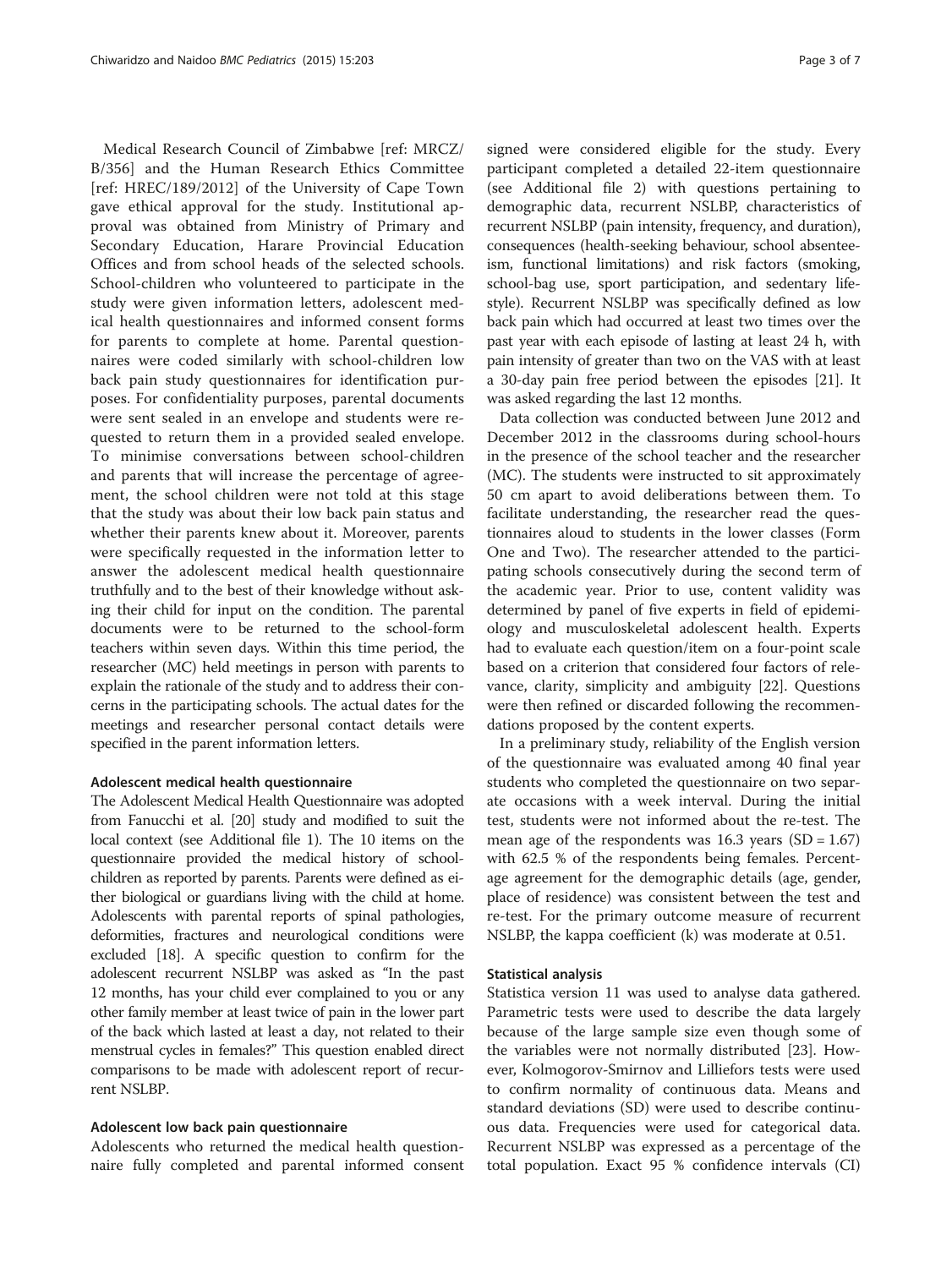Medical Research Council of Zimbabwe [ref: MRCZ/B/356] and the Human Research Ethics Committee [ref: HREC/189/2012] of the University of Cape Town gave ethical approval for the study. Institutional approval was obtained from Ministry of Primary and Secondary Education, Harare Provincial Education Offices and from school heads of the selected schools. School-children who volunteered to participate in the study were given information letters, adolescent medical health questionnaires and informed consent forms for parents to complete at home. Parental questionnaires were coded similarly with school-children low back pain study questionnaires for identification purposes. For confidentiality purposes, parental documents were sent sealed in an envelope and students were requested to return them in a provided sealed envelope. To minimise conversations between school-children and parents that will increase the percentage of agreement, the school children were not told at this stage that the study was about their low back pain status and whether their parents knew about it. Moreover, parents were specifically requested in the information letter to answer the adolescent medical health questionnaire truthfully and to the best of their knowledge without asking their child for input on the condition. The parental documents were to be returned to the school-form teachers within seven days. Within this time period, the researcher (MC) held meetings in person with parents to explain the rationale of the study and to address their concerns in the participating schools. The actual dates for the meetings and researcher personal contact details were specified in the parent information letters.

### Adolescent medical health questionnaire

The Adolescent Medical Health Questionnaire was adopted from Fanucchi et al. [20] study and modified to suit the local context (see Additional file 1). The 10 items on the questionnaire provided the medical history of school-children as reported by parents. Parents were defined as either biological or guardians living with the child at home. Adolescents with parental reports of spinal pathologies, deformities, fractures and neurological conditions were excluded [18]. A specific question to confirm for the adolescent recurrent NSLBP was asked as "In the past 12 months, has your child ever complained to you or any other family member at least twice of pain in the lower part of the back which lasted at least a day, not related to their menstrual cycles in females?" This question enabled direct comparisons to be made with adolescent report of recurrent NSLBP.

### Adolescent low back pain questionnaire

Adolescents who returned the medical health questionnaire fully completed and parental informed consent signed were considered eligible for the study. Every participant completed a detailed 22-item questionnaire (see Additional file 2) with questions pertaining to demographic data, recurrent NSLBP, characteristics of recurrent NSLBP (pain intensity, frequency, and duration), consequences (health-seeking behaviour, school absenteeism, functional limitations) and risk factors (smoking, school-bag use, sport participation, and sedentary lifestyle). Recurrent NSLBP was specifically defined as low back pain which had occurred at least two times over the past year with each episode of lasting at least 24 h, with pain intensity of greater than two on the VAS with at least a 30-day pain free period between the episodes [21]. It was asked regarding the last 12 months.

Data collection was conducted between June 2012 and December 2012 in the classrooms during school-hours in the presence of the school teacher and the researcher (MC). The students were instructed to sit approximately 50 cm apart to avoid deliberations between them. To facilitate understanding, the researcher read the questionnaires aloud to students in the lower classes (Form One and Two). The researcher attended to the participating schools consecutively during the second term of the academic year. Prior to use, content validity was determined by panel of five experts in field of epidemiology and musculoskeletal adolescent health. Experts had to evaluate each question/item on a four-point scale based on a criterion that considered four factors of relevance, clarity, simplicity and ambiguity [22]. Questions were then refined or discarded following the recommendations proposed by the content experts.

In a preliminary study, reliability of the English version of the questionnaire was evaluated among 40 final year students who completed the questionnaire on two separate occasions with a week interval. During the initial test, students were not informed about the re-test. The mean age of the respondents was 16.3 years (SD = 1.67) with 62.5 % of the respondents being females. Percentage agreement for the demographic details (age, gender, place of residence) was consistent between the test and re-test. For the primary outcome measure of recurrent NSLBP, the kappa coefficient (k) was moderate at 0.51.

### Statistical analysis

Statistica version 11 was used to analyse data gathered. Parametric tests were used to describe the data largely because of the large sample size even though some of the variables were not normally distributed [23]. However, Kolmogorov-Smirnov and Lilliefors tests were used to confirm normality of continuous data. Means and standard deviations (SD) were used to describe continuous data. Frequencies were used for categorical data. Recurrent NSLBP was expressed as a percentage of the total population. Exact 95 % confidence intervals (CI)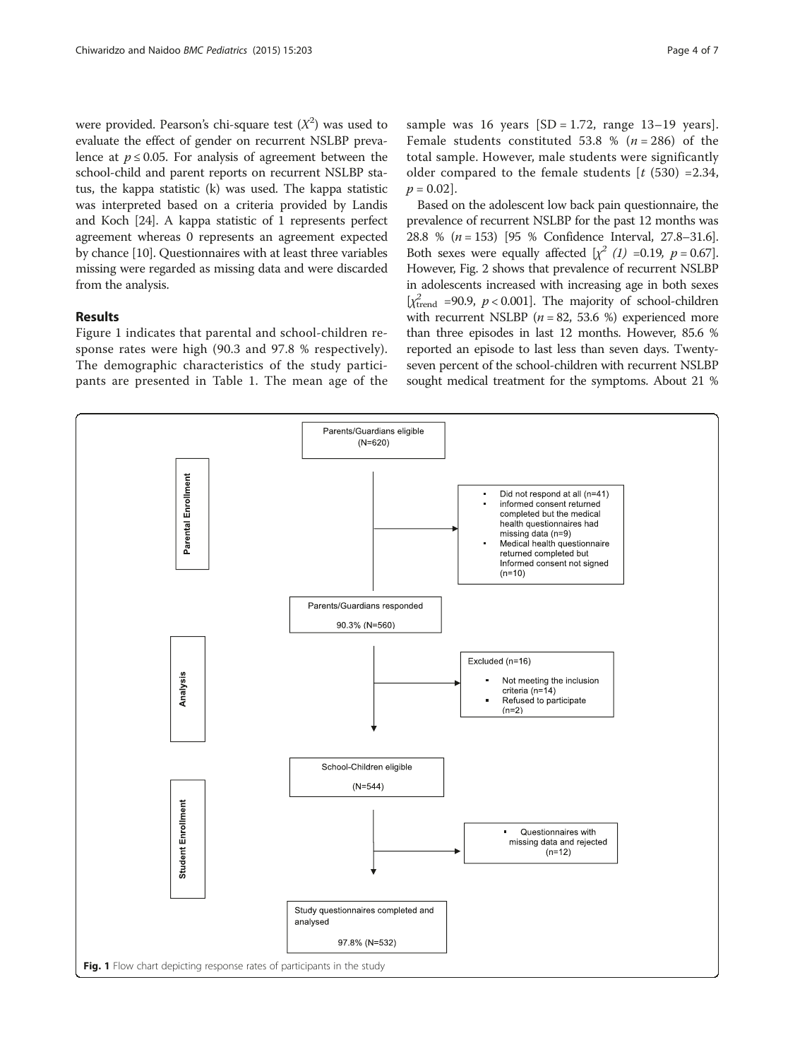were provided. Pearson's chi-square test ($X^2$) was used to evaluate the effect of gender on recurrent NSLBP prevalence at $p \leq 0.05$. For analysis of agreement between the school-child and parent reports on recurrent NSLBP status, the kappa statistic (k) was used. The kappa statistic was interpreted based on a criteria provided by Landis and Koch [24]. A kappa statistic of 1 represents perfect agreement whereas 0 represents an agreement expected by chance [10]. Questionnaires with at least three variables missing were regarded as missing data and were discarded from the analysis.

## Results

Figure 1 indicates that parental and school-children response rates were high (90.3 and 97.8 % respectively). The demographic characteristics of the study participants are presented in Table 1. The mean age of the sample was 16 years [SD = 1.72, range 13–19 years]. Female students constituted 53.8 % ($n = 286$) of the total sample. However, male students were significantly older compared to the female students [$t$ (530) =2.34, $p = 0.02$].

Based on the adolescent low back pain questionnaire, the prevalence of recurrent NSLBP for the past 12 months was 28.8 % ($n = 153$) [95 % Confidence Interval, 27.8–31.6]. Both sexes were equally affected [$\chi^2$ *(1)* =0.19, $p = 0.67$]. However, Fig. 2 shows that prevalence of recurrent NSLBP in adolescents increased with increasing age in both sexes [$\chi^2_{\text{trend}}$ =90.9, $p < 0.001$]. The majority of school-children with recurrent NSLBP ($n = 82$, 53.6 %) experienced more than three episodes in last 12 months. However, 85.6 % reported an episode to last less than seven days. Twenty-seven percent of the school-children with recurrent NSLBP sought medical treatment for the symptoms. About 21 %

Parental Enrollment

Parents/Guardians eligible (N=620)

- Did not respond at all (n=41)
- informed consent returned completed but the medical health questionnaires had missing data (n=9)
- Medical health questionnaire returned completed but Informed consent not signed (n=10)

Parents/Guardians responded 90.3% (N=560)

Analysis

Excluded (n=16)
- Not meeting the inclusion criteria (n=14)
- Refused to participate (n=2)

School-Children eligible (N=544)

Student Enrollment

- Questionnaires with missing data and rejected (n=12)

Study questionnaires completed and analysed 97.8% (N=532)

**Fig. 1** Flow chart depicting response rates of participants in the study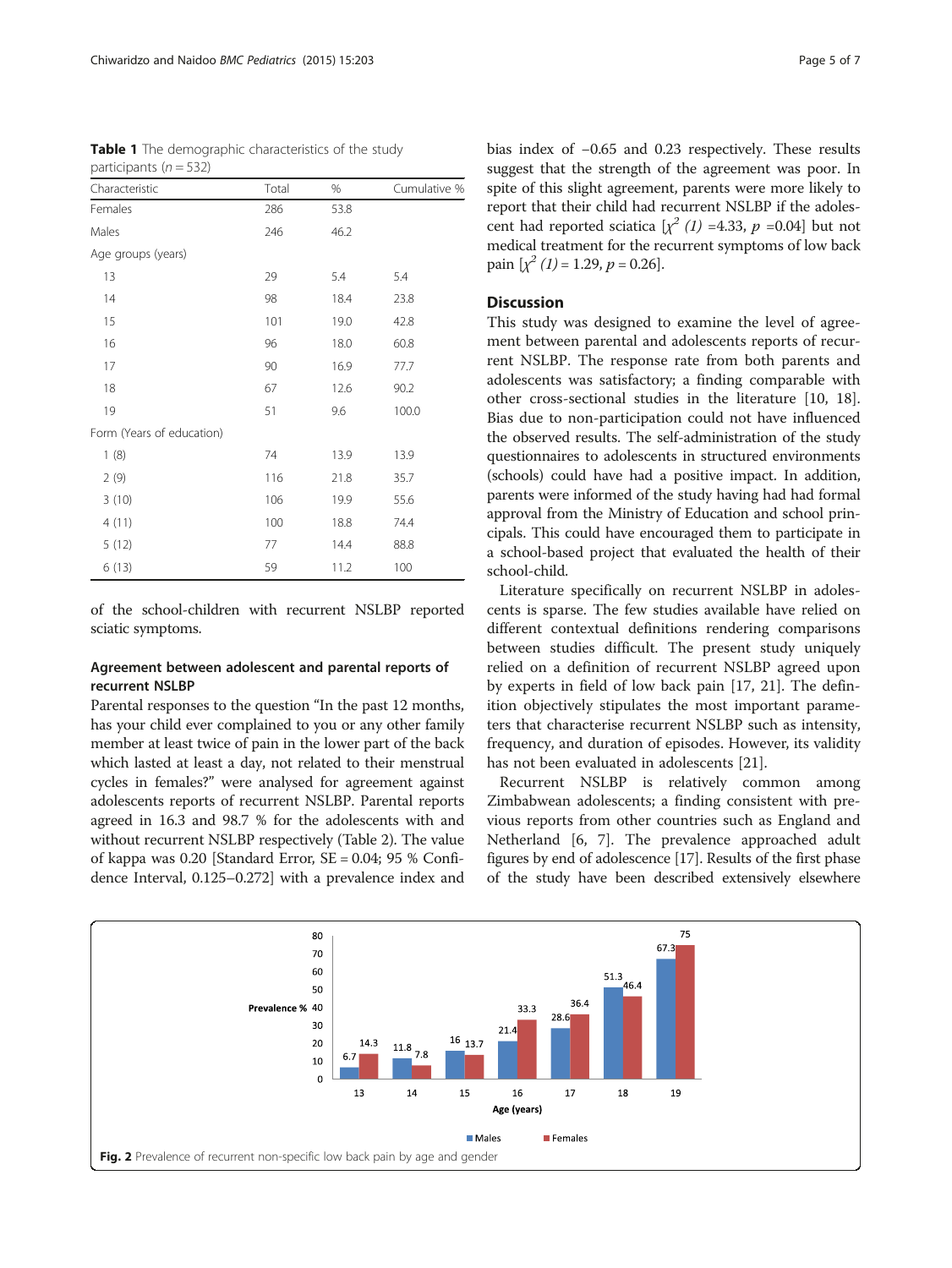**Table 1** The demographic characteristics of the study participants ($n = 532$)

| Characteristic | Total | % | Cumulative % |
|---|---|---|---|
| Females | 286 | 53.8 | |
| Males | 246 | 46.2 | |
| Age groups (years) | | | |
| 13 | 29 | 5.4 | 5.4 |
| 14 | 98 | 18.4 | 23.8 |
| 15 | 101 | 19.0 | 42.8 |
| 16 | 96 | 18.0 | 60.8 |
| 17 | 90 | 16.9 | 77.7 |
| 18 | 67 | 12.6 | 90.2 |
| 19 | 51 | 9.6 | 100.0 |
| Form (Years of education) | | | |
| 1 (8) | 74 | 13.9 | 13.9 |
| 2 (9) | 116 | 21.8 | 35.7 |
| 3 (10) | 106 | 19.9 | 55.6 |
| 4 (11) | 100 | 18.8 | 74.4 |
| 5 (12) | 77 | 14.4 | 88.8 |
| 6 (13) | 59 | 11.2 | 100 |

of the school-children with recurrent NSLBP reported sciatic symptoms.

### Agreement between adolescent and parental reports of recurrent NSLBP

Parental responses to the question "In the past 12 months, has your child ever complained to you or any other family member at least twice of pain in the lower part of the back which lasted at least a day, not related to their menstrual cycles in females?" were analysed for agreement against adolescents reports of recurrent NSLBP. Parental reports agreed in 16.3 and 98.7 % for the adolescents with and without recurrent NSLBP respectively (Table 2). The value of kappa was 0.20 [Standard Error, SE = 0.04; 95 % Confidence Interval, 0.125–0.272] with a prevalence index and bias index of −0.65 and 0.23 respectively. These results suggest that the strength of the agreement was poor. In spite of this slight agreement, parents were more likely to report that their child had recurrent NSLBP if the adolescent had reported sciatica [$\chi^2$ *(1)* =4.33, $p$ =0.04] but not medical treatment for the recurrent symptoms of low back pain [$\chi^2$ *(1)* = 1.29, $p$ = 0.26].

## Discussion

This study was designed to examine the level of agreement between parental and adolescents reports of recurrent NSLBP. The response rate from both parents and adolescents was satisfactory; a finding comparable with other cross-sectional studies in the literature [10, 18]. Bias due to non-participation could not have influenced the observed results. The self-administration of the study questionnaires to adolescents in structured environments (schools) could have had a positive impact. In addition, parents were informed of the study having had had formal approval from the Ministry of Education and school principals. This could have encouraged them to participate in a school-based project that evaluated the health of their school-child.

Literature specifically on recurrent NSLBP in adolescents is sparse. The few studies available have relied on different contextual definitions rendering comparisons between studies difficult. The present study uniquely relied on a definition of recurrent NSLBP agreed upon by experts in field of low back pain [17, 21]. The definition objectively stipulates the most important parameters that characterise recurrent NSLBP such as intensity, frequency, and duration of episodes. However, its validity has not been evaluated in adolescents [21].

Recurrent NSLBP is relatively common among Zimbabwean adolescents; a finding consistent with previous reports from other countries such as England and Netherland [6, 7]. The prevalence approached adult figures by end of adolescence [17]. Results of the first phase of the study have been described extensively elsewhere

| Age (years) | Males (Prevalence %) | Females (Prevalence %) |
|---|---|---|
| 13 | 6.7 | 14.3 |
| 14 | 11.8 | 7.8 |
| 15 | 16 | 13.7 |
| 16 | 21.4 | 33.3 |
| 17 | 28.6 | 36.4 |
| 18 | 51.3 | 46.4 |
| 19 | 67.3 | 75 |

**Fig. 2** Prevalence of recurrent non-specific low back pain by age and gender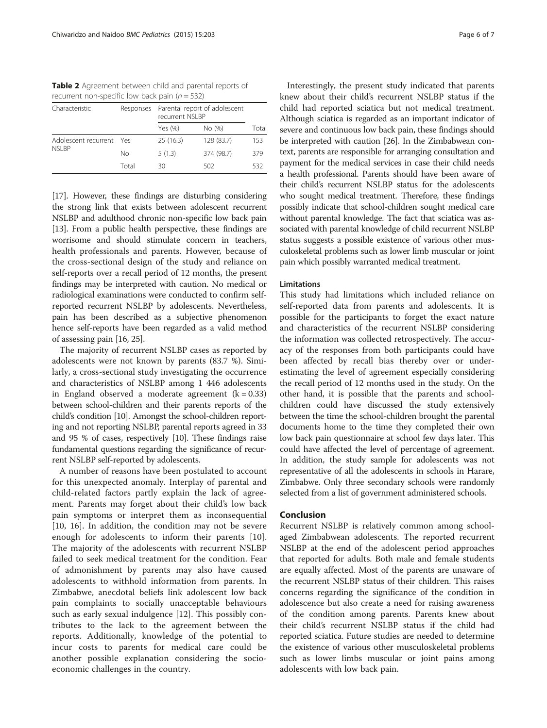**Table 2** Agreement between child and parental reports of recurrent non-specific low back pain ($n = 532$)

| Characteristic | Responses | Parental report of adolescent recurrent NSLBP | | |
|---|---|---|---|---|
| | | Yes (%) | No (%) | Total |
| Adolescent recurrent NSLBP | Yes | 25 (16.3) | 128 (83.7) | 153 |
| | No | 5 (1.3) | 374 (98.7) | 379 |
| | Total | 30 | 502 | 532 |

[17]. However, these findings are disturbing considering the strong link that exists between adolescent recurrent NSLBP and adulthood chronic non-specific low back pain [13]. From a public health perspective, these findings are worrisome and should stimulate concern in teachers, health professionals and parents. However, because of the cross-sectional design of the study and reliance on self-reports over a recall period of 12 months, the present findings may be interpreted with caution. No medical or radiological examinations were conducted to confirm self-reported recurrent NSLBP by adolescents. Nevertheless, pain has been described as a subjective phenomenon hence self-reports have been regarded as a valid method of assessing pain [16, 25].

The majority of recurrent NSLBP cases as reported by adolescents were not known by parents (83.7 %). Similarly, a cross-sectional study investigating the occurrence and characteristics of NSLBP among 1 446 adolescents in England observed a moderate agreement ($k = 0.33$) between school-children and their parents reports of the child's condition [10]. Amongst the school-children reporting and not reporting NSLBP, parental reports agreed in 33 and 95 % of cases, respectively [10]. These findings raise fundamental questions regarding the significance of recurrent NSLBP self-reported by adolescents.

A number of reasons have been postulated to account for this unexpected anomaly. Interplay of parental and child-related factors partly explain the lack of agreement. Parents may forget about their child's low back pain symptoms or interpret them as inconsequential [10, 16]. In addition, the condition may not be severe enough for adolescents to inform their parents [10]. The majority of the adolescents with recurrent NSLBP failed to seek medical treatment for the condition. Fear of admonishment by parents may also have caused adolescents to withhold information from parents. In Zimbabwe, anecdotal beliefs link adolescent low back pain complaints to socially unacceptable behaviours such as early sexual indulgence [12]. This possibly contributes to the lack to the agreement between the reports. Additionally, knowledge of the potential to incur costs to parents for medical care could be another possible explanation considering the socio-economic challenges in the country.

Interestingly, the present study indicated that parents knew about their child's recurrent NSLBP status if the child had reported sciatica but not medical treatment. Although sciatica is regarded as an important indicator of severe and continuous low back pain, these findings should be interpreted with caution [26]. In the Zimbabwean context, parents are responsible for arranging consultation and payment for the medical services in case their child needs a health professional. Parents should have been aware of their child's recurrent NSLBP status for the adolescents who sought medical treatment. Therefore, these findings possibly indicate that school-children sought medical care without parental knowledge. The fact that sciatica was associated with parental knowledge of child recurrent NSLBP status suggests a possible existence of various other musculoskeletal problems such as lower limb muscular or joint pain which possibly warranted medical treatment.

### Limitations

This study had limitations which included reliance on self-reported data from parents and adolescents. It is possible for the participants to forget the exact nature and characteristics of the recurrent NSLBP considering the information was collected retrospectively. The accuracy of the responses from both participants could have been affected by recall bias thereby over or under-estimating the level of agreement especially considering the recall period of 12 months used in the study. On the other hand, it is possible that the parents and school-children could have discussed the study extensively between the time the school-children brought the parental documents home to the time they completed their own low back pain questionnaire at school few days later. This could have affected the level of percentage of agreement. In addition, the study sample for adolescents was not representative of all the adolescents in schools in Harare, Zimbabwe. Only three secondary schools were randomly selected from a list of government administered schools.

## Conclusion

Recurrent NSLBP is relatively common among school-aged Zimbabwean adolescents. The reported recurrent NSLBP at the end of the adolescent period approaches that reported for adults. Both male and female students are equally affected. Most of the parents are unaware of the recurrent NSLBP status of their children. This raises concerns regarding the significance of the condition in adolescence but also create a need for raising awareness of the condition among parents. Parents knew about their child's recurrent NSLBP status if the child had reported sciatica. Future studies are needed to determine the existence of various other musculoskeletal problems such as lower limbs muscular or joint pains among adolescents with low back pain.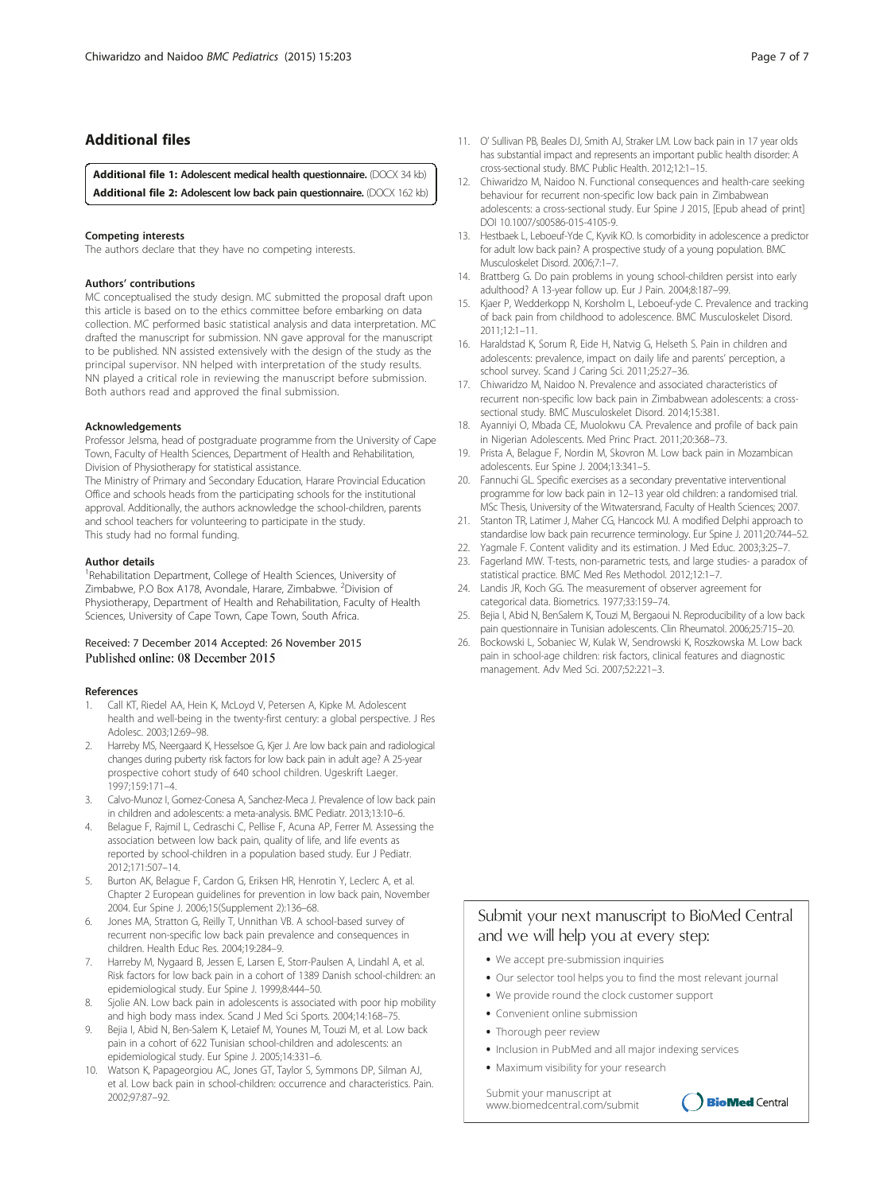## Additional files

**Additional file 1: Adolescent medical health questionnaire.** (DOCX 34 kb)
**Additional file 2: Adolescent low back pain questionnaire.** (DOCX 162 kb)

#### Competing interests

The authors declare that they have no competing interests.

#### Authors' contributions

MC conceptualised the study design. MC submitted the proposal draft upon this article is based on to the ethics committee before embarking on data collection. MC performed basic statistical analysis and data interpretation. MC drafted the manuscript for submission. NN gave approval for the manuscript to be published. NN assisted extensively with the design of the study as the principal supervisor. NN helped with interpretation of the study results. NN played a critical role in reviewing the manuscript before submission. Both authors read and approved the final submission.

#### Acknowledgements

Professor Jelsma, head of postgraduate programme from the University of Cape Town, Faculty of Health Sciences, Department of Health and Rehabilitation, Division of Physiotherapy for statistical assistance.
The Ministry of Primary and Secondary Education, Harare Provincial Education Office and schools heads from the participating schools for the institutional approval. Additionally, the authors acknowledge the school-children, parents and school teachers for volunteering to participate in the study.
This study had no formal funding.

#### Author details

[1]Rehabilitation Department, College of Health Sciences, University of Zimbabwe, P.O Box A178, Avondale, Harare, Zimbabwe. [2]Division of Physiotherapy, Department of Health and Rehabilitation, Faculty of Health Sciences, University of Cape Town, Cape Town, South Africa.

Received: 7 December 2014 Accepted: 26 November 2015
Published online: 08 December 2015

#### References

1. Call KT, Riedel AA, Hein K, McLoyd V, Petersen A, Kipke M. Adolescent health and well-being in the twenty-first century: a global perspective. J Res Adolesc. 2003;12:69–98.
2. Harreby MS, Neergaard K, Hesselsoe G, Kjer J. Are low back pain and radiological changes during puberty risk factors for low back pain in adult age? A 25-year prospective cohort study of 640 school children. Ugeskrift Laeger. 1997;159:171–4.
3. Calvo-Munoz I, Gomez-Conesa A, Sanchez-Meca J. Prevalence of low back pain in children and adolescents: a meta-analysis. BMC Pediatr. 2013;13:10–6.
4. Belague F, Rajmil L, Cedraschi C, Pellise F, Acuna AP, Ferrer M. Assessing the association between low back pain, quality of life, and life events as reported by school-children in a population based study. Eur J Pediatr. 2012;171:507–14.
5. Burton AK, Belague F, Cardon G, Eriksen HR, Henrotin Y, Leclerc A, et al. Chapter 2 European guidelines for prevention in low back pain, November 2004. Eur Spine J. 2006;15(Supplement 2):136–68.
6. Jones MA, Stratton G, Reilly T, Unnithan VB. A school-based survey of recurrent non-specific low back pain prevalence and consequences in children. Health Educ Res. 2004;19:284–9.
7. Harreby M, Nygaard B, Jessen E, Larsen E, Storr-Paulsen A, Lindahl A, et al. Risk factors for low back pain in a cohort of 1389 Danish school-children: an epidemiological study. Eur Spine J. 1999;8:444–50.
8. Sjolie AN. Low back pain in adolescents is associated with poor hip mobility and high body mass index. Scand J Med Sci Sports. 2004;14:168–75.
9. Bejia I, Abid N, Ben-Salem K, Letaief M, Younes M, Touzi M, et al. Low back pain in a cohort of 622 Tunisian school-children and adolescents: an epidemiological study. Eur Spine J. 2005;14:331–6.
10. Watson K, Papageorgiou AC, Jones GT, Taylor S, Symmons DP, Silman AJ, et al. Low back pain in school-children: occurrence and characteristics. Pain. 2002;97:87–92.
11. O' Sullivan PB, Beales DJ, Smith AJ, Straker LM. Low back pain in 17 year olds has substantial impact and represents an important public health disorder: A cross-sectional study. BMC Public Health. 2012;12:1–15.
12. Chiwaridzo M, Naidoo N. Functional consequences and health-care seeking behaviour for recurrent non-specific low back pain in Zimbabwean adolescents: a cross-sectional study. Eur Spine J 2015, [Epub ahead of print] DOI 10.1007/s00586-015-4105-9.
13. Hestbaek L, Leboeuf-Yde C, Kyvik KO. Is comorbidity in adolescence a predictor for adult low back pain? A prospective study of a young population. BMC Musculoskelet Disord. 2006;7:1–7.
14. Brattberg G. Do pain problems in young school-children persist into early adulthood? A 13-year follow up. Eur J Pain. 2004;8:187–99.
15. Kjaer P, Wedderkopp N, Korsholm L, Leboeuf-yde C. Prevalence and tracking of back pain from childhood to adolescence. BMC Musculoskelet Disord. 2011;12:1–11.
16. Haraldstad K, Sorum R, Eide H, Natvig G, Helseth S. Pain in children and adolescents: prevalence, impact on daily life and parents' perception, a school survey. Scand J Caring Sci. 2011;25:27–36.
17. Chiwaridzo M, Naidoo N. Prevalence and associated characteristics of recurrent non-specific low back pain in Zimbabwean adolescents: a cross-sectional study. BMC Musculoskelet Disord. 2014;15:381.
18. Ayanniyi O, Mbada CE, Muolokwu CA. Prevalence and profile of back pain in Nigerian Adolescents. Med Princ Pract. 2011;20:368–73.
19. Prista A, Belague F, Nordin M, Skovron M. Low back pain in Mozambican adolescents. Eur Spine J. 2004;13:341–5.
20. Fannuchi GL. Specific exercises as a secondary preventative interventional programme for low back pain in 12–13 year old children: a randomised trial. MSc Thesis, University of the Witwatersrand, Faculty of Health Sciences; 2007.
21. Stanton TR, Latimer J, Maher CG, Hancock MJ. A modified Delphi approach to standardise low back pain recurrence terminology. Eur Spine J. 2011;20:744–52.
22. Yagmale F. Content validity and its estimation. J Med Educ. 2003;3:25–7.
23. Fagerland MW. T-tests, non-parametric tests, and large studies- a paradox of statistical practice. BMC Med Res Methodol. 2012;12:1–7.
24. Landis JR, Koch GG. The measurement of observer agreement for categorical data. Biometrics. 1977;33:159–74.
25. Bejia I, Abid N, BenSalem K, Touzi M, Bergaoui N. Reproducibility of a low back pain questionnaire in Tunisian adolescents. Clin Rheumatol. 2006;25:715–20.
26. Bockowski L, Sobaniec W, Kulak W, Sendrowski K, Roszkowska M. Low back pain in school-age children: risk factors, clinical features and diagnostic management. Adv Med Sci. 2007;52:221–3.

Submit your next manuscript to BioMed Central and we will help you at every step:

- We accept pre-submission inquiries
- Our selector tool helps you to find the most relevant journal
- We provide round the clock customer support
- Convenient online submission
- Thorough peer review
- Inclusion in PubMed and all major indexing services
- Maximum visibility for your research

Submit your manuscript at www.biomedcentral.com/submit

BioMed Central